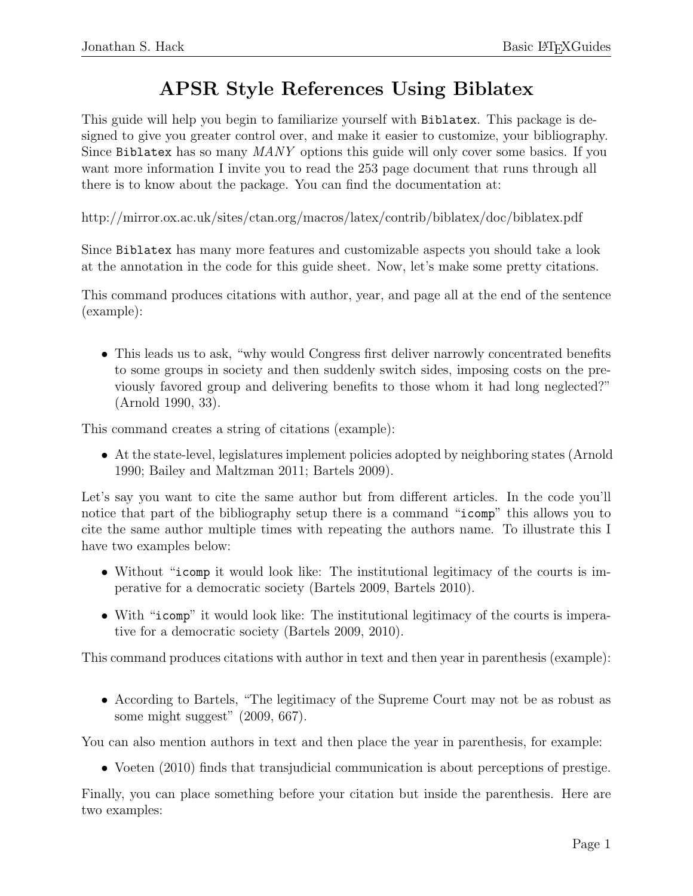# APSR Style References Using Biblatex

This guide will help you begin to familiarize yourself with `Biblatex`. This package is designed to give you greater control over, and make it easier to customize, your bibliography. Since `Biblatex` has so many *MANY* options this guide will only cover some basics. If you want more information I invite you to read the 253 page document that runs through all there is to know about the package. You can find the documentation at:

http://mirror.ox.ac.uk/sites/ctan.org/macros/latex/contrib/biblatex/doc/biblatex.pdf

Since `Biblatex` has many more features and customizable aspects you should take a look at the annotation in the code for this guide sheet. Now, let's make some pretty citations.

This command produces citations with author, year, and page all at the end of the sentence (example):

- This leads us to ask, "why would Congress first deliver narrowly concentrated benefits to some groups in society and then suddenly switch sides, imposing costs on the previously favored group and delivering benefits to those whom it had long neglected?" (Arnold 1990, 33).

This command creates a string of citations (example):

- At the state-level, legislatures implement policies adopted by neighboring states (Arnold 1990; Bailey and Maltzman 2011; Bartels 2009).

Let's say you want to cite the same author but from different articles. In the code you'll notice that part of the bibliography setup there is a command "`icomp`" this allows you to cite the same author multiple times with repeating the authors name. To illustrate this I have two examples below:

- Without "`icomp` it would look like: The institutional legitimacy of the courts is imperative for a democratic society (Bartels 2009, Bartels 2010).
- With "`icomp`" it would look like: The institutional legitimacy of the courts is imperative for a democratic society (Bartels 2009, 2010).

This command produces citations with author in text and then year in parenthesis (example):

- According to Bartels, "The legitimacy of the Supreme Court may not be as robust as some might suggest" (2009, 667).

You can also mention authors in text and then place the year in parenthesis, for example:

- Voeten (2010) finds that transjudicial communication is about perceptions of prestige.

Finally, you can place something before your citation but inside the parenthesis. Here are two examples: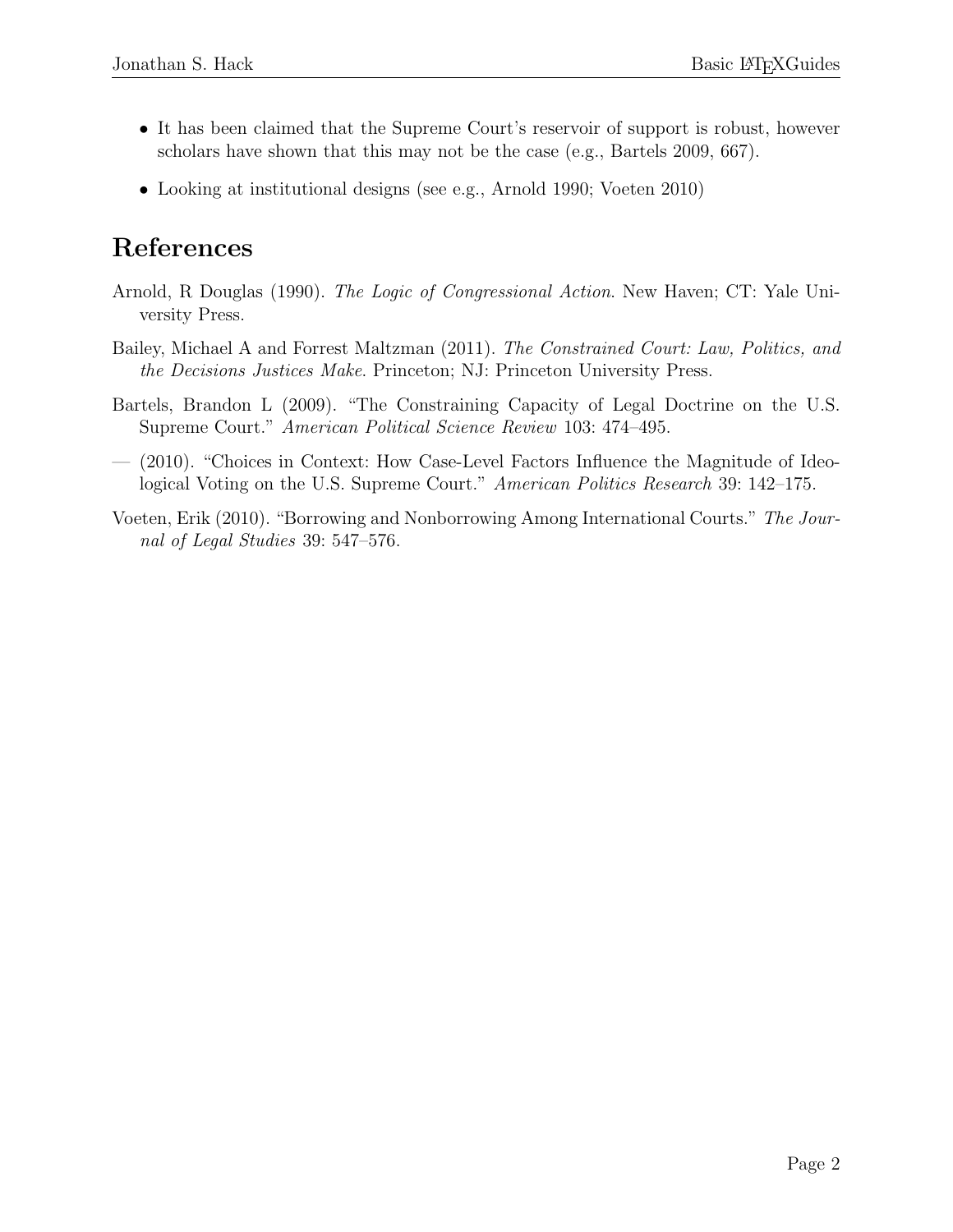- It has been claimed that the Supreme Court's reservoir of support is robust, however scholars have shown that this may not be the case (e.g., Bartels 2009, 667).
- Looking at institutional designs (see e.g., Arnold 1990; Voeten 2010)

## References

Arnold, R Douglas (1990). *The Logic of Congressional Action*. New Haven; CT: Yale University Press.

Bailey, Michael A and Forrest Maltzman (2011). *The Constrained Court: Law, Politics, and the Decisions Justices Make*. Princeton; NJ: Princeton University Press.

Bartels, Brandon L (2009). "The Constraining Capacity of Legal Doctrine on the U.S. Supreme Court." *American Political Science Review* 103: 474–495.

— (2010). "Choices in Context: How Case-Level Factors Influence the Magnitude of Ideological Voting on the U.S. Supreme Court." *American Politics Research* 39: 142–175.

Voeten, Erik (2010). "Borrowing and Nonborrowing Among International Courts." *The Journal of Legal Studies* 39: 547–576.